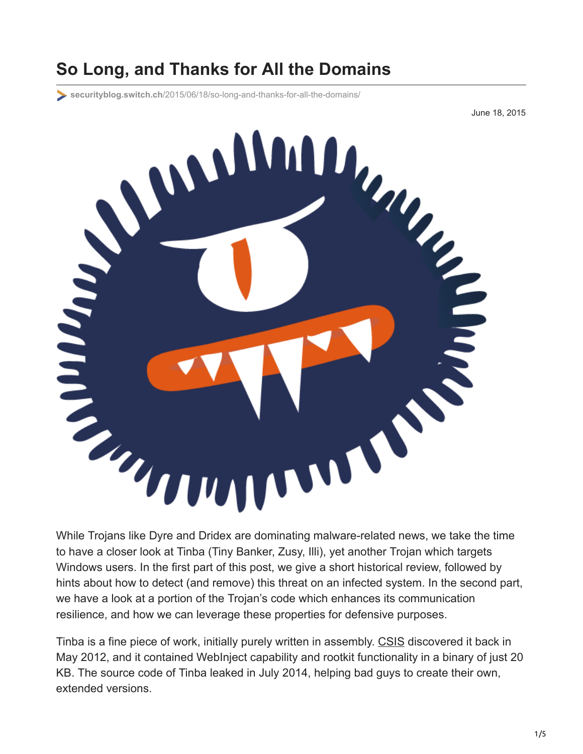# So Long, and Thanks for All the Domains

securityblog.switch.ch/2015/06/18/so-long-and-thanks-for-all-the-domains/

June 18, 2015

While Trojans like Dyre and Dridex are dominating malware-related news, we take the time to have a closer look at Tinba (Tiny Banker, Zusy, Illi), yet another Trojan which targets Windows users. In the first part of this post, we give a short historical review, followed by hints about how to detect (and remove) this threat on an infected system. In the second part, we have a look at a portion of the Trojan's code which enhances its communication resilience, and how we can leverage these properties for defensive purposes.

Tinba is a fine piece of work, initially purely written in assembly. CSIS discovered it back in May 2012, and it contained WebInject capability and rootkit functionality in a binary of just 20 KB. The source code of Tinba leaked in July 2014, helping bad guys to create their own, extended versions.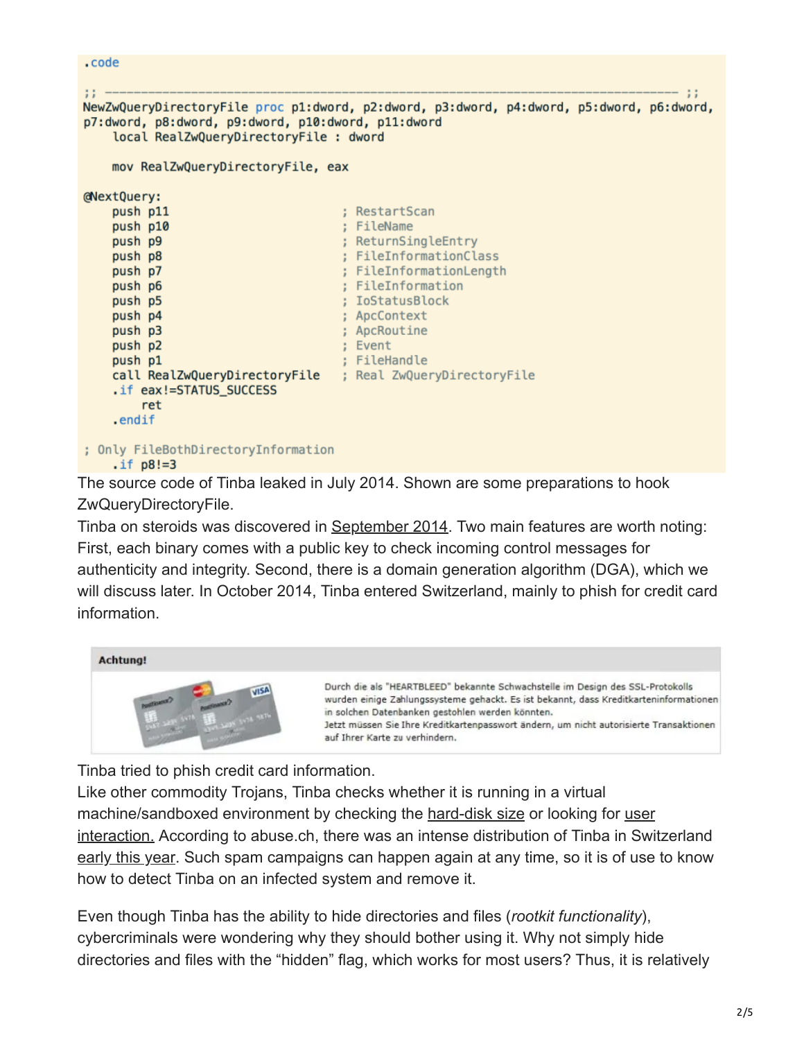```
.code

;; ------------------------------------------------------------------------------ ;;
NewZwQueryDirectoryFile proc p1:dword, p2:dword, p3:dword, p4:dword, p5:dword, p6:dword,
p7:dword, p8:dword, p9:dword, p10:dword, p11:dword
    local RealZwQueryDirectoryFile : dword

    mov RealZwQueryDirectoryFile, eax

@NextQuery:
    push p11                        ; RestartScan
    push p10                        ; FileName
    push p9                         ; ReturnSingleEntry
    push p8                         ; FileInformationClass
    push p7                         ; FileInformationLength
    push p6                         ; FileInformation
    push p5                         ; IoStatusBlock
    push p4                         ; ApcContext
    push p3                         ; ApcRoutine
    push p2                         ; Event
    push p1                         ; FileHandle
    call RealZwQueryDirectoryFile   ; Real ZwQueryDirectoryFile
    .if eax!=STATUS_SUCCESS
        ret
    .endif

; Only FileBothDirectoryInformation
    .if p8!=3
```

The source code of Tinba leaked in July 2014. Shown are some preparations to hook ZwQueryDirectoryFile.

Tinba on steroids was discovered in September 2014. Two main features are worth noting: First, each binary comes with a public key to check incoming control messages for authenticity and integrity. Second, there is a domain generation algorithm (DGA), which we will discuss later. In October 2014, Tinba entered Switzerland, mainly to phish for credit card information.

**Achtung!**

Durch die als "HEARTBLEED" bekannte Schwachstelle im Design des SSL-Protokolls wurden einige Zahlungssysteme gehackt. Es ist bekannt, dass Kreditkarteninformationen in solchen Datenbanken gestohlen werden könnten.
Jetzt müssen Sie Ihre Kreditkartenpasswort ändern, um nicht autorisierte Transaktionen auf Ihrer Karte zu verhindern.

Tinba tried to phish credit card information.

Like other commodity Trojans, Tinba checks whether it is running in a virtual machine/sandboxed environment by checking the hard-disk size or looking for user interaction. According to abuse.ch, there was an intense distribution of Tinba in Switzerland early this year. Such spam campaigns can happen again at any time, so it is of use to know how to detect Tinba on an infected system and remove it.

Even though Tinba has the ability to hide directories and files (*rootkit functionality*), cybercriminals were wondering why they should bother using it. Why not simply hide directories and files with the "hidden" flag, which works for most users? Thus, it is relatively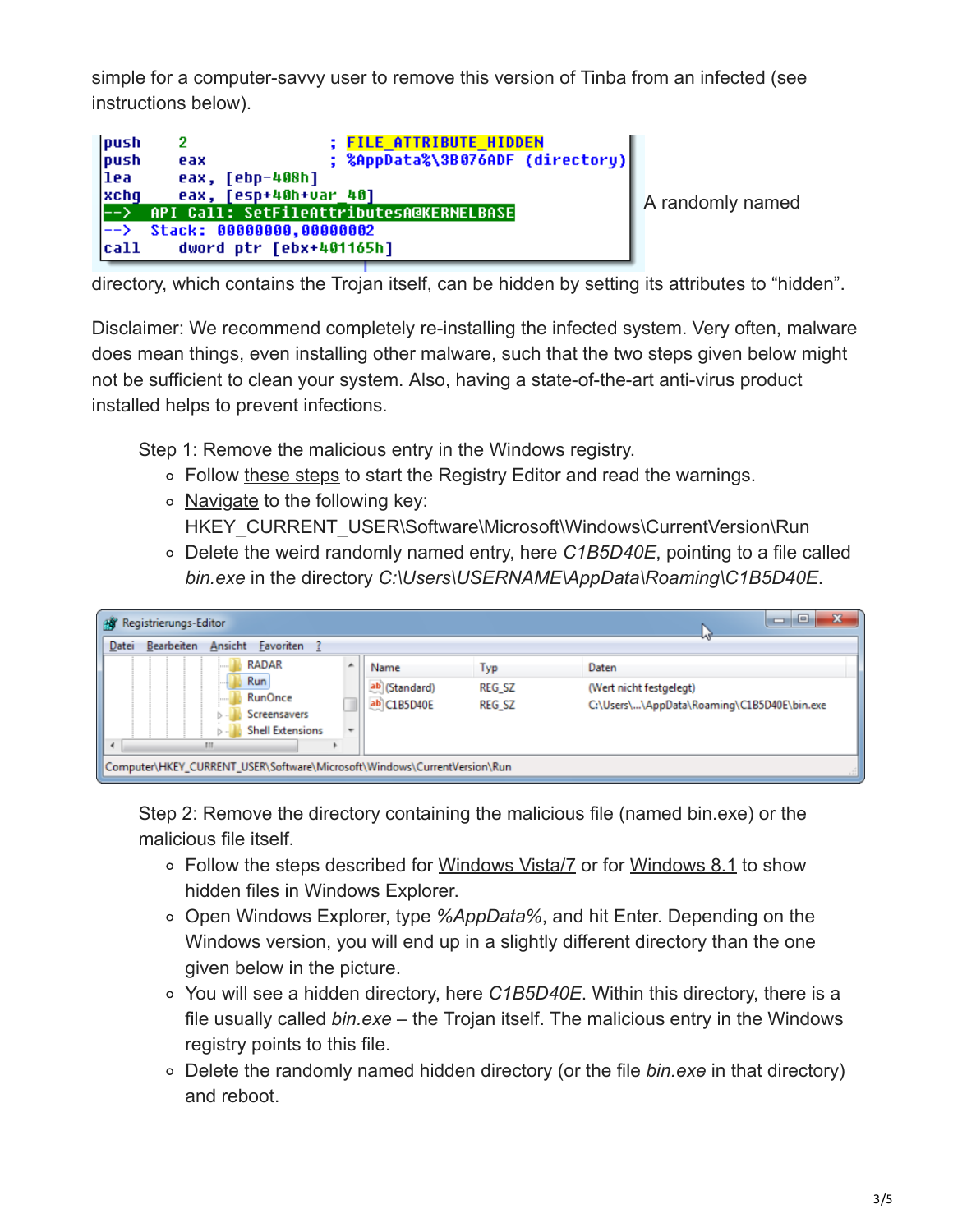simple for a computer-savvy user to remove this version of Tinba from an infected (see instructions below).

```
push    2                    ; FILE_ATTRIBUTE_HIDDEN
push    eax                  ; %AppData%\3B076ADF (directory)
lea     eax, [ebp-408h]
xchg    eax, [esp+40h+var_40]
--> API Call: SetFileAttributesA@KERNELBASE
--> Stack: 00000000,00000002
call    dword ptr [ebx+401165h]
```

A randomly named directory, which contains the Trojan itself, can be hidden by setting its attributes to "hidden".

Disclaimer: We recommend completely re-installing the infected system. Very often, malware does mean things, even installing other malware, such that the two steps given below might not be sufficient to clean your system. Also, having a state-of-the-art anti-virus product installed helps to prevent infections.

Step 1: Remove the malicious entry in the Windows registry.

- Follow these steps to start the Registry Editor and read the warnings.
- Navigate to the following key: HKEY_CURRENT_USER\Software\Microsoft\Windows\CurrentVersion\Run
- Delete the weird randomly named entry, here *C1B5D40E*, pointing to a file called *bin.exe* in the directory *C:\Users\USERNAME\AppData\Roaming\C1B5D40E*.

Step 2: Remove the directory containing the malicious file (named bin.exe) or the malicious file itself.

- Follow the steps described for Windows Vista/7 or for Windows 8.1 to show hidden files in Windows Explorer.
- Open Windows Explorer, type *%AppData%*, and hit Enter. Depending on the Windows version, you will end up in a slightly different directory than the one given below in the picture.
- You will see a hidden directory, here *C1B5D40E*. Within this directory, there is a file usually called *bin.exe* – the Trojan itself. The malicious entry in the Windows registry points to this file.
- Delete the randomly named hidden directory (or the file *bin.exe* in that directory) and reboot.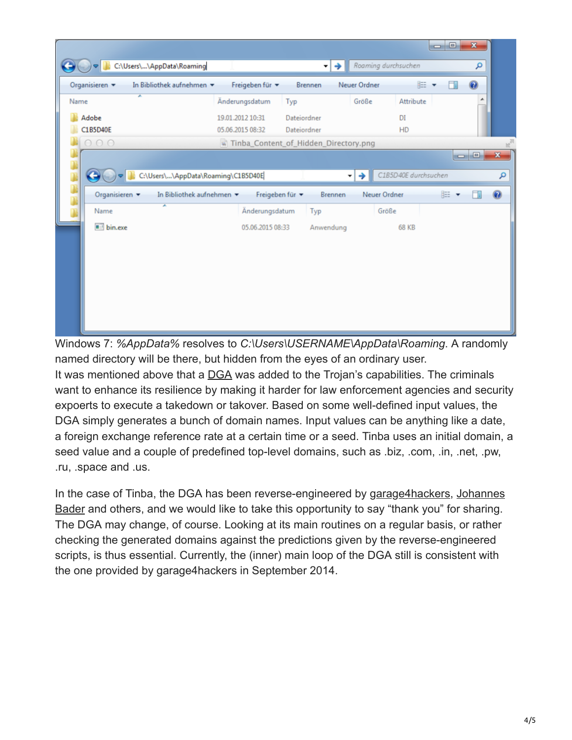Windows 7: *%AppData%* resolves to *C:\Users\USERNAME\AppData\Roaming*. A randomly named directory will be there, but hidden from the eyes of an ordinary user.

It was mentioned above that a DGA was added to the Trojan's capabilities. The criminals want to enhance its resilience by making it harder for law enforcement agencies and security expoerts to execute a takedown or takover. Based on some well-defined input values, the DGA simply generates a bunch of domain names. Input values can be anything like a date, a foreign exchange reference rate at a certain time or a seed. Tinba uses an initial domain, a seed value and a couple of predefined top-level domains, such as .biz, .com, .in, .net, .pw, .ru, .space and .us.

In the case of Tinba, the DGA has been reverse-engineered by garage4hackers, Johannes Bader and others, and we would like to take this opportunity to say "thank you" for sharing. The DGA may change, of course. Looking at its main routines on a regular basis, or rather checking the generated domains against the predictions given by the reverse-engineered scripts, is thus essential. Currently, the (inner) main loop of the DGA still is consistent with the one provided by garage4hackers in September 2014.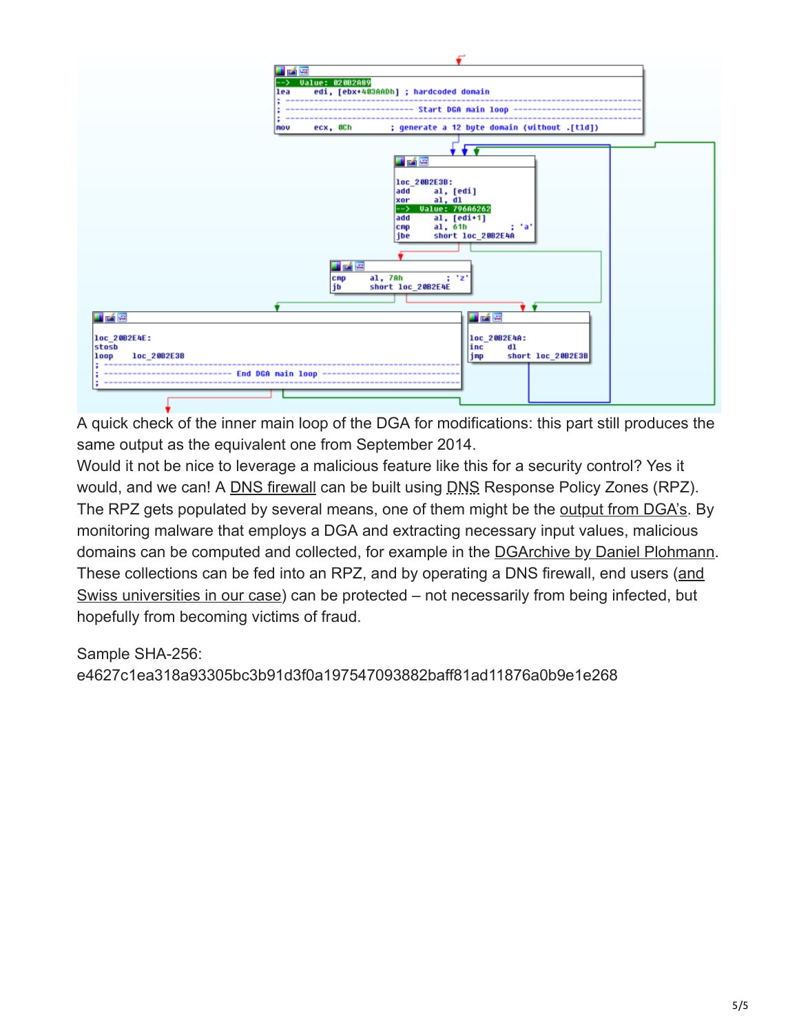A quick check of the inner main loop of the DGA for modifications: this part still produces the same output as the equivalent one from September 2014.

Would it not be nice to leverage a malicious feature like this for a security control? Yes it would, and we can! A DNS firewall can be built using DNS Response Policy Zones (RPZ). The RPZ gets populated by several means, one of them might be the output from DGA's. By monitoring malware that employs a DGA and extracting necessary input values, malicious domains can be computed and collected, for example in the DGArchive by Daniel Plohmann. These collections can be fed into an RPZ, and by operating a DNS firewall, end users (and Swiss universities in our case) can be protected – not necessarily from being infected, but hopefully from becoming victims of fraud.

Sample SHA-256:
e4627c1ea318a93305bc3b91d3f0a197547093882baff81ad11876a0b9e1e268